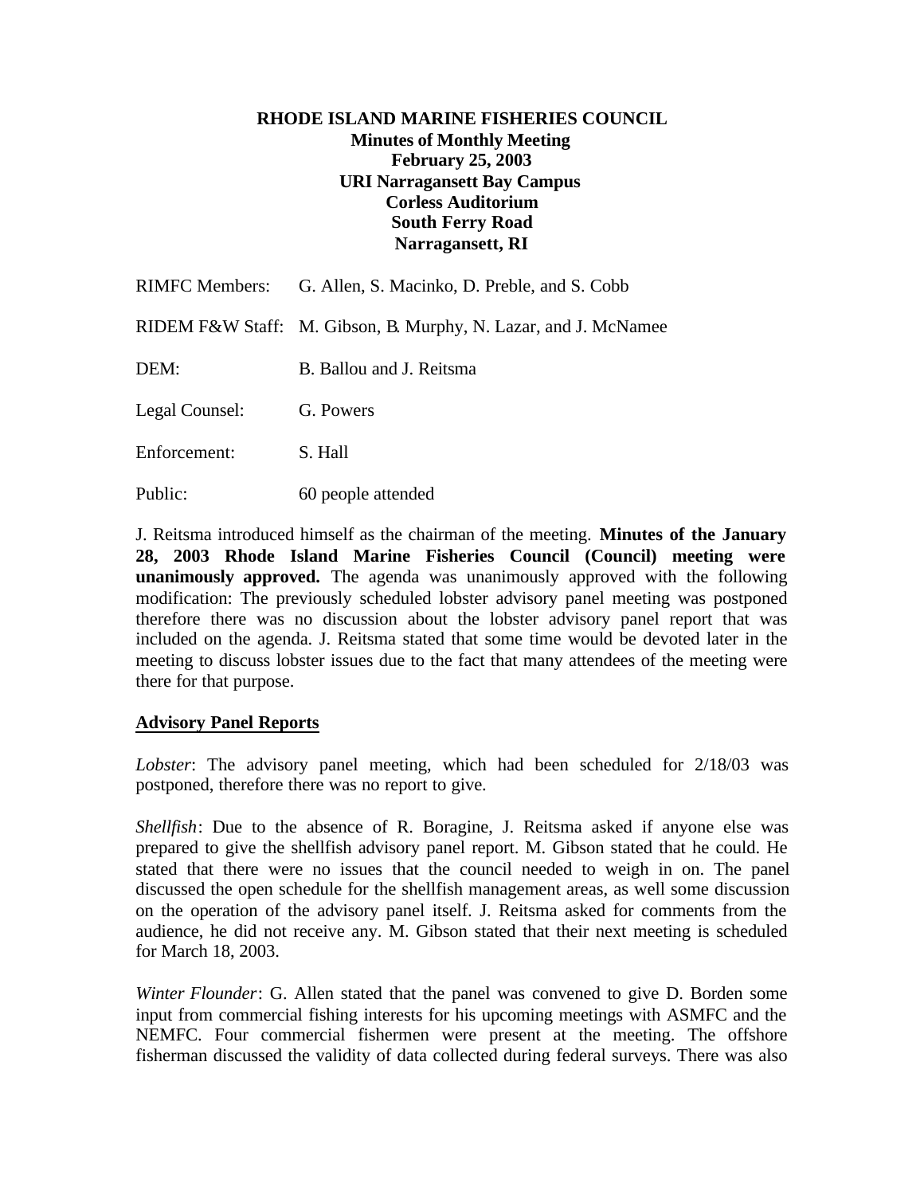**RHODE ISLAND MARINE FISHERIES COUNCIL**
**Minutes of Monthly Meeting**
**February 25, 2003**
**URI Narragansett Bay Campus**
**Corless Auditorium**
**South Ferry Road**
**Narragansett, RI**

RIMFC Members: G. Allen, S. Macinko, D. Preble, and S. Cobb

RIDEM F&W Staff: M. Gibson, B. Murphy, N. Lazar, and J. McNamee

DEM: B. Ballou and J. Reitsma

Legal Counsel: G. Powers

Enforcement: S. Hall

Public: 60 people attended

J. Reitsma introduced himself as the chairman of the meeting. **Minutes of the January 28, 2003 Rhode Island Marine Fisheries Council (Council) meeting were unanimously approved.** The agenda was unanimously approved with the following modification: The previously scheduled lobster advisory panel meeting was postponed therefore there was no discussion about the lobster advisory panel report that was included on the agenda. J. Reitsma stated that some time would be devoted later in the meeting to discuss lobster issues due to the fact that many attendees of the meeting were there for that purpose.

## Advisory Panel Reports

*Lobster*: The advisory panel meeting, which had been scheduled for 2/18/03 was postponed, therefore there was no report to give.

*Shellfish*: Due to the absence of R. Boragine, J. Reitsma asked if anyone else was prepared to give the shellfish advisory panel report. M. Gibson stated that he could. He stated that there were no issues that the council needed to weigh in on. The panel discussed the open schedule for the shellfish management areas, as well some discussion on the operation of the advisory panel itself. J. Reitsma asked for comments from the audience, he did not receive any. M. Gibson stated that their next meeting is scheduled for March 18, 2003.

*Winter Flounder*: G. Allen stated that the panel was convened to give D. Borden some input from commercial fishing interests for his upcoming meetings with ASMFC and the NEMFC. Four commercial fishermen were present at the meeting. The offshore fisherman discussed the validity of data collected during federal surveys. There was also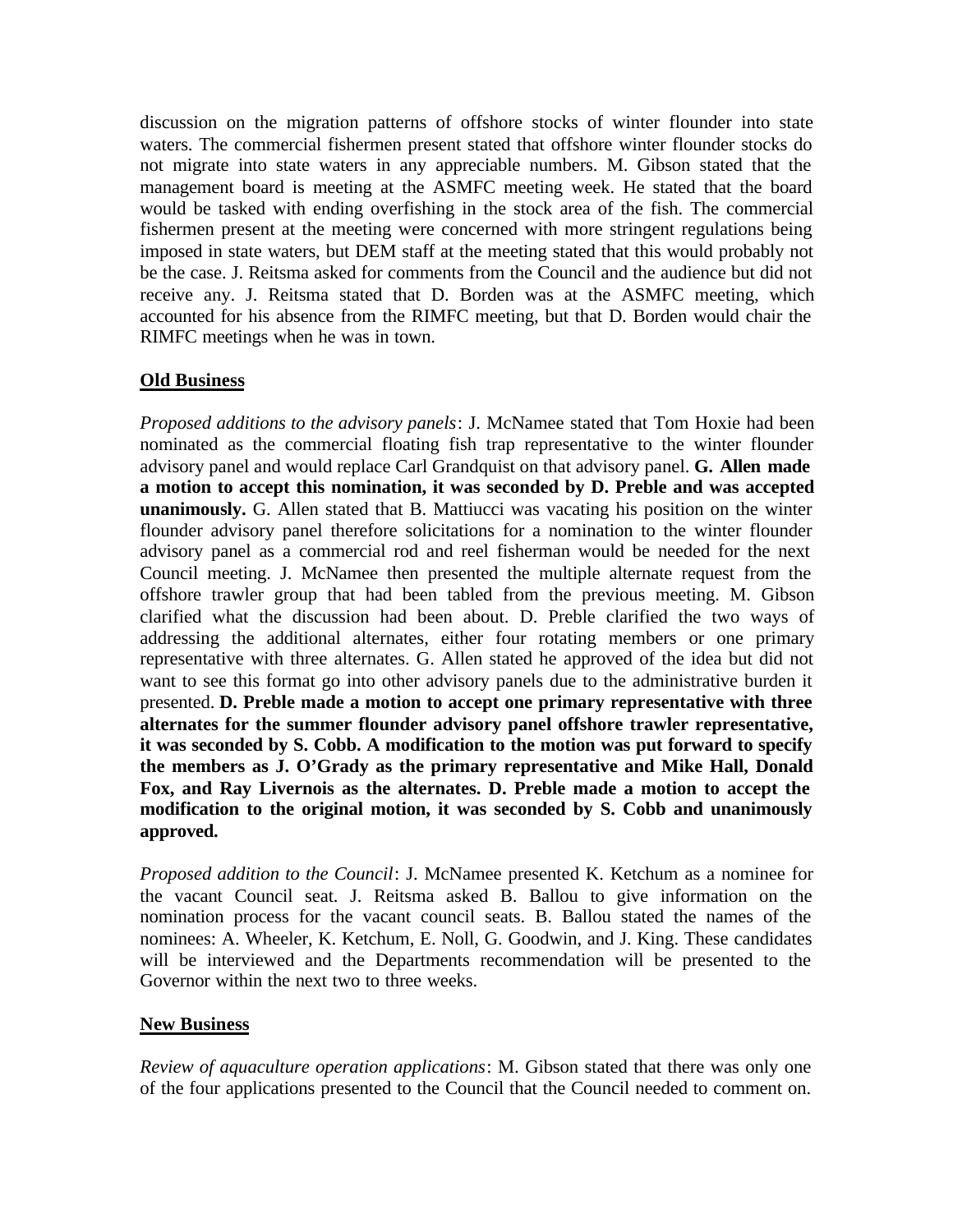discussion on the migration patterns of offshore stocks of winter flounder into state waters. The commercial fishermen present stated that offshore winter flounder stocks do not migrate into state waters in any appreciable numbers. M. Gibson stated that the management board is meeting at the ASMFC meeting week. He stated that the board would be tasked with ending overfishing in the stock area of the fish. The commercial fishermen present at the meeting were concerned with more stringent regulations being imposed in state waters, but DEM staff at the meeting stated that this would probably not be the case. J. Reitsma asked for comments from the Council and the audience but did not receive any. J. Reitsma stated that D. Borden was at the ASMFC meeting, which accounted for his absence from the RIMFC meeting, but that D. Borden would chair the RIMFC meetings when he was in town.

## Old Business

*Proposed additions to the advisory panels*: J. McNamee stated that Tom Hoxie had been nominated as the commercial floating fish trap representative to the winter flounder advisory panel and would replace Carl Grandquist on that advisory panel. **G. Allen made a motion to accept this nomination, it was seconded by D. Preble and was accepted unanimously.** G. Allen stated that B. Mattiucci was vacating his position on the winter flounder advisory panel therefore solicitations for a nomination to the winter flounder advisory panel as a commercial rod and reel fisherman would be needed for the next Council meeting. J. McNamee then presented the multiple alternate request from the offshore trawler group that had been tabled from the previous meeting. M. Gibson clarified what the discussion had been about. D. Preble clarified the two ways of addressing the additional alternates, either four rotating members or one primary representative with three alternates. G. Allen stated he approved of the idea but did not want to see this format go into other advisory panels due to the administrative burden it presented. **D. Preble made a motion to accept one primary representative with three alternates for the summer flounder advisory panel offshore trawler representative, it was seconded by S. Cobb. A modification to the motion was put forward to specify the members as J. O'Grady as the primary representative and Mike Hall, Donald Fox, and Ray Livernois as the alternates. D. Preble made a motion to accept the modification to the original motion, it was seconded by S. Cobb and unanimously approved.**

*Proposed addition to the Council*: J. McNamee presented K. Ketchum as a nominee for the vacant Council seat. J. Reitsma asked B. Ballou to give information on the nomination process for the vacant council seats. B. Ballou stated the names of the nominees: A. Wheeler, K. Ketchum, E. Noll, G. Goodwin, and J. King. These candidates will be interviewed and the Departments recommendation will be presented to the Governor within the next two to three weeks.

## New Business

*Review of aquaculture operation applications*: M. Gibson stated that there was only one of the four applications presented to the Council that the Council needed to comment on.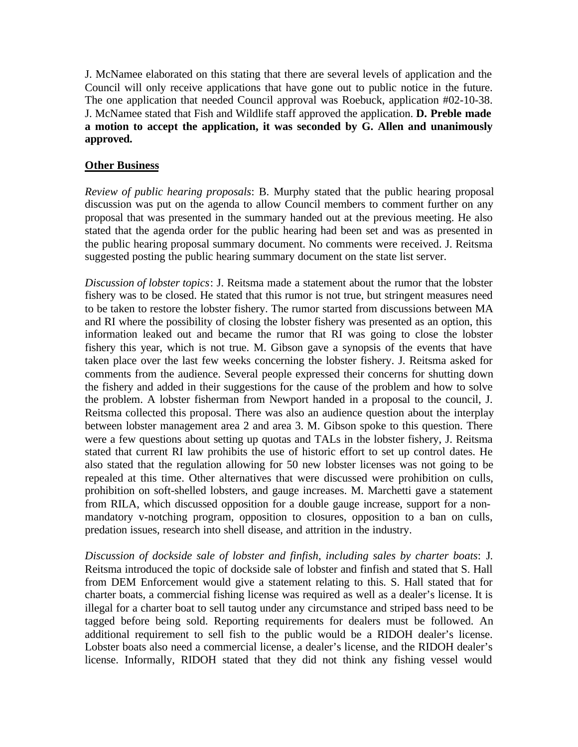J. McNamee elaborated on this stating that there are several levels of application and the Council will only receive applications that have gone out to public notice in the future. The one application that needed Council approval was Roebuck, application #02-10-38. J. McNamee stated that Fish and Wildlife staff approved the application. **D. Preble made a motion to accept the application, it was seconded by G. Allen and unanimously approved.**

## Other Business

*Review of public hearing proposals*: B. Murphy stated that the public hearing proposal discussion was put on the agenda to allow Council members to comment further on any proposal that was presented in the summary handed out at the previous meeting. He also stated that the agenda order for the public hearing had been set and was as presented in the public hearing proposal summary document. No comments were received. J. Reitsma suggested posting the public hearing summary document on the state list server.

*Discussion of lobster topics*: J. Reitsma made a statement about the rumor that the lobster fishery was to be closed. He stated that this rumor is not true, but stringent measures need to be taken to restore the lobster fishery. The rumor started from discussions between MA and RI where the possibility of closing the lobster fishery was presented as an option, this information leaked out and became the rumor that RI was going to close the lobster fishery this year, which is not true. M. Gibson gave a synopsis of the events that have taken place over the last few weeks concerning the lobster fishery. J. Reitsma asked for comments from the audience. Several people expressed their concerns for shutting down the fishery and added in their suggestions for the cause of the problem and how to solve the problem. A lobster fisherman from Newport handed in a proposal to the council, J. Reitsma collected this proposal. There was also an audience question about the interplay between lobster management area 2 and area 3. M. Gibson spoke to this question. There were a few questions about setting up quotas and TALs in the lobster fishery, J. Reitsma stated that current RI law prohibits the use of historic effort to set up control dates. He also stated that the regulation allowing for 50 new lobster licenses was not going to be repealed at this time. Other alternatives that were discussed were prohibition on culls, prohibition on soft-shelled lobsters, and gauge increases. M. Marchetti gave a statement from RILA, which discussed opposition for a double gauge increase, support for a non-mandatory v-notching program, opposition to closures, opposition to a ban on culls, predation issues, research into shell disease, and attrition in the industry.

*Discussion of dockside sale of lobster and finfish, including sales by charter boats*: J. Reitsma introduced the topic of dockside sale of lobster and finfish and stated that S. Hall from DEM Enforcement would give a statement relating to this. S. Hall stated that for charter boats, a commercial fishing license was required as well as a dealer's license. It is illegal for a charter boat to sell tautog under any circumstance and striped bass need to be tagged before being sold. Reporting requirements for dealers must be followed. An additional requirement to sell fish to the public would be a RIDOH dealer's license. Lobster boats also need a commercial license, a dealer's license, and the RIDOH dealer's license. Informally, RIDOH stated that they did not think any fishing vessel would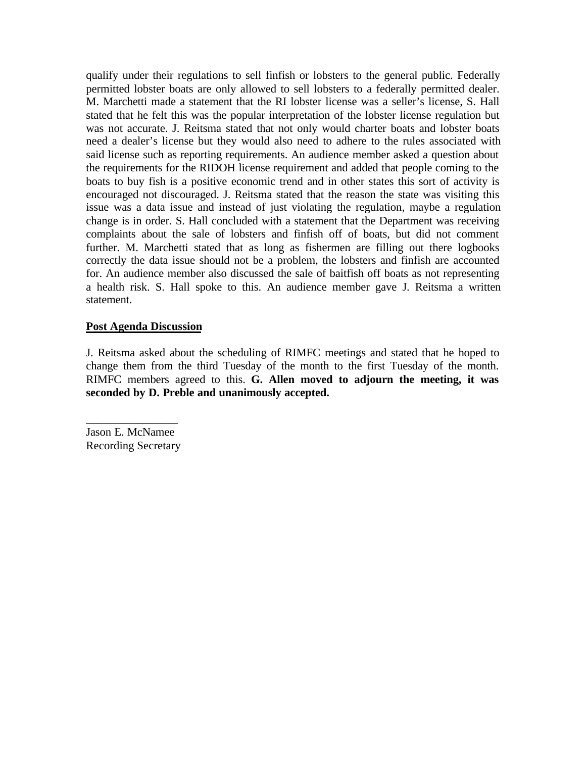qualify under their regulations to sell finfish or lobsters to the general public. Federally permitted lobster boats are only allowed to sell lobsters to a federally permitted dealer. M. Marchetti made a statement that the RI lobster license was a seller's license, S. Hall stated that he felt this was the popular interpretation of the lobster license regulation but was not accurate. J. Reitsma stated that not only would charter boats and lobster boats need a dealer's license but they would also need to adhere to the rules associated with said license such as reporting requirements. An audience member asked a question about the requirements for the RIDOH license requirement and added that people coming to the boats to buy fish is a positive economic trend and in other states this sort of activity is encouraged not discouraged. J. Reitsma stated that the reason the state was visiting this issue was a data issue and instead of just violating the regulation, maybe a regulation change is in order. S. Hall concluded with a statement that the Department was receiving complaints about the sale of lobsters and finfish off of boats, but did not comment further. M. Marchetti stated that as long as fishermen are filling out there logbooks correctly the data issue should not be a problem, the lobsters and finfish are accounted for. An audience member also discussed the sale of baitfish off boats as not representing a health risk. S. Hall spoke to this. An audience member gave J. Reitsma a written statement.

## Post Agenda Discussion

J. Reitsma asked about the scheduling of RIMFC meetings and stated that he hoped to change them from the third Tuesday of the month to the first Tuesday of the month. RIMFC members agreed to this. **G. Allen moved to adjourn the meeting, it was seconded by D. Preble and unanimously accepted.**

_______________
Jason E. McNamee
Recording Secretary